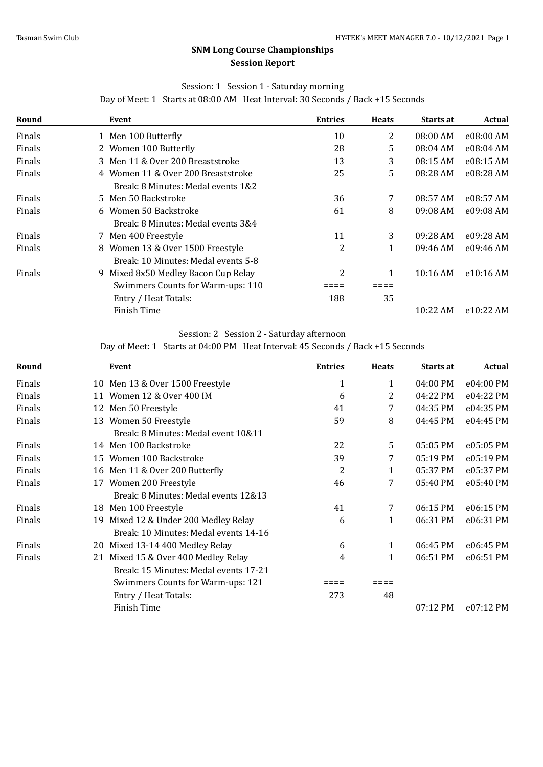# SNM Long Course Championships

## Session Report

Session: 1 Session 1 - Saturday morning

Day of Meet: 1 Starts at 08:00 AM Heat Interval: 30 Seconds / Back +15 Seconds

| Round | | Event | Entries | Heats | Starts at | Actual |
|---|---|---|---|---|---|---|
| Finals | 1 | Men 100 Butterfly | 10 | 2 | 08:00 AM | e08:00 AM |
| Finals | 2 | Women 100 Butterfly | 28 | 5 | 08:04 AM | e08:04 AM |
| Finals | 3 | Men 11 & Over 200 Breaststroke | 13 | 3 | 08:15 AM | e08:15 AM |
| Finals | 4 | Women 11 & Over 200 Breaststroke | 25 | 5 | 08:28 AM | e08:28 AM |
| | | Break: 8 Minutes: Medal events 1&2 | | | | |
| Finals | 5 | Men 50 Backstroke | 36 | 7 | 08:57 AM | e08:57 AM |
| Finals | 6 | Women 50 Backstroke | 61 | 8 | 09:08 AM | e09:08 AM |
| | | Break: 8 Minutes: Medal events 3&4 | | | | |
| Finals | 7 | Men 400 Freestyle | 11 | 3 | 09:28 AM | e09:28 AM |
| Finals | 8 | Women 13 & Over 1500 Freestyle | 2 | 1 | 09:46 AM | e09:46 AM |
| | | Break: 10 Minutes: Medal events 5-8 | | | | |
| Finals | 9 | Mixed 8x50 Medley Bacon Cup Relay | 2 | 1 | 10:16 AM | e10:16 AM |
| | | Swimmers Counts for Warm-ups: 110 | ==== | ==== | | |
| | | Entry / Heat Totals: | 188 | 35 | | |
| | | Finish Time | | | 10:22 AM | e10:22 AM |

Session: 2 Session 2 - Saturday afternoon

Day of Meet: 1 Starts at 04:00 PM Heat Interval: 45 Seconds / Back +15 Seconds

| Round | | Event | Entries | Heats | Starts at | Actual |
|---|---|---|---|---|---|---|
| Finals | 10 | Men 13 & Over 1500 Freestyle | 1 | 1 | 04:00 PM | e04:00 PM |
| Finals | 11 | Women 12 & Over 400 IM | 6 | 2 | 04:22 PM | e04:22 PM |
| Finals | 12 | Men 50 Freestyle | 41 | 7 | 04:35 PM | e04:35 PM |
| Finals | 13 | Women 50 Freestyle | 59 | 8 | 04:45 PM | e04:45 PM |
| | | Break: 8 Minutes: Medal event 10&11 | | | | |
| Finals | 14 | Men 100 Backstroke | 22 | 5 | 05:05 PM | e05:05 PM |
| Finals | 15 | Women 100 Backstroke | 39 | 7 | 05:19 PM | e05:19 PM |
| Finals | 16 | Men 11 & Over 200 Butterfly | 2 | 1 | 05:37 PM | e05:37 PM |
| Finals | 17 | Women 200 Freestyle | 46 | 7 | 05:40 PM | e05:40 PM |
| | | Break: 8 Minutes: Medal events 12&13 | | | | |
| Finals | 18 | Men 100 Freestyle | 41 | 7 | 06:15 PM | e06:15 PM |
| Finals | 19 | Mixed 12 & Under 200 Medley Relay | 6 | 1 | 06:31 PM | e06:31 PM |
| | | Break: 10 Minutes: Medal events 14-16 | | | | |
| Finals | 20 | Mixed 13-14 400 Medley Relay | 6 | 1 | 06:45 PM | e06:45 PM |
| Finals | 21 | Mixed 15 & Over 400 Medley Relay | 4 | 1 | 06:51 PM | e06:51 PM |
| | | Break: 15 Minutes: Medal events 17-21 | | | | |
| | | Swimmers Counts for Warm-ups: 121 | ==== | ==== | | |
| | | Entry / Heat Totals: | 273 | 48 | | |
| | | Finish Time | | | 07:12 PM | e07:12 PM |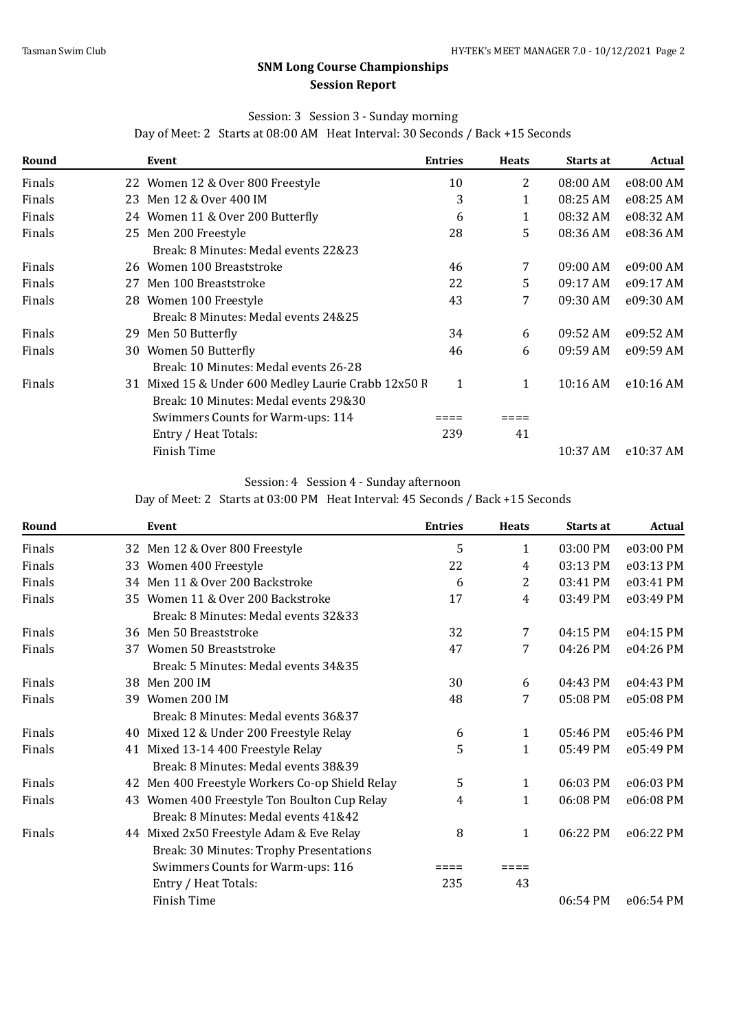# SNM Long Course Championships

## Session Report

Session: 3 Session 3 - Sunday morning

Day of Meet: 2 Starts at 08:00 AM Heat Interval: 30 Seconds / Back +15 Seconds

| Round | Event | Entries | Heats | Starts at | Actual |
|---|---|---|---|---|---|
| Finals | 22 Women 12 & Over 800 Freestyle | 10 | 2 | 08:00 AM | e08:00 AM |
| Finals | 23 Men 12 & Over 400 IM | 3 | 1 | 08:25 AM | e08:25 AM |
| Finals | 24 Women 11 & Over 200 Butterfly | 6 | 1 | 08:32 AM | e08:32 AM |
| Finals | 25 Men 200 Freestyle | 28 | 5 | 08:36 AM | e08:36 AM |
| | Break: 8 Minutes: Medal events 22&23 | | | | |
| Finals | 26 Women 100 Breaststroke | 46 | 7 | 09:00 AM | e09:00 AM |
| Finals | 27 Men 100 Breaststroke | 22 | 5 | 09:17 AM | e09:17 AM |
| Finals | 28 Women 100 Freestyle | 43 | 7 | 09:30 AM | e09:30 AM |
| | Break: 8 Minutes: Medal events 24&25 | | | | |
| Finals | 29 Men 50 Butterfly | 34 | 6 | 09:52 AM | e09:52 AM |
| Finals | 30 Women 50 Butterfly | 46 | 6 | 09:59 AM | e09:59 AM |
| | Break: 10 Minutes: Medal events 26-28 | | | | |
| Finals | 31 Mixed 15 & Under 600 Medley Laurie Crabb 12x50 R | 1 | 1 | 10:16 AM | e10:16 AM |
| | Break: 10 Minutes: Medal events 29&30 | | | | |
| | Swimmers Counts for Warm-ups: 114 | ==== | ==== | | |
| | Entry / Heat Totals: | 239 | 41 | | |
| | Finish Time | | | 10:37 AM | e10:37 AM |

Session: 4 Session 4 - Sunday afternoon

Day of Meet: 2 Starts at 03:00 PM Heat Interval: 45 Seconds / Back +15 Seconds

| Round | Event | Entries | Heats | Starts at | Actual |
|---|---|---|---|---|---|
| Finals | 32 Men 12 & Over 800 Freestyle | 5 | 1 | 03:00 PM | e03:00 PM |
| Finals | 33 Women 400 Freestyle | 22 | 4 | 03:13 PM | e03:13 PM |
| Finals | 34 Men 11 & Over 200 Backstroke | 6 | 2 | 03:41 PM | e03:41 PM |
| Finals | 35 Women 11 & Over 200 Backstroke | 17 | 4 | 03:49 PM | e03:49 PM |
| | Break: 8 Minutes: Medal events 32&33 | | | | |
| Finals | 36 Men 50 Breaststroke | 32 | 7 | 04:15 PM | e04:15 PM |
| Finals | 37 Women 50 Breaststroke | 47 | 7 | 04:26 PM | e04:26 PM |
| | Break: 5 Minutes: Medal events 34&35 | | | | |
| Finals | 38 Men 200 IM | 30 | 6 | 04:43 PM | e04:43 PM |
| Finals | 39 Women 200 IM | 48 | 7 | 05:08 PM | e05:08 PM |
| | Break: 8 Minutes: Medal events 36&37 | | | | |
| Finals | 40 Mixed 12 & Under 200 Freestyle Relay | 6 | 1 | 05:46 PM | e05:46 PM |
| Finals | 41 Mixed 13-14 400 Freestyle Relay | 5 | 1 | 05:49 PM | e05:49 PM |
| | Break: 8 Minutes: Medal events 38&39 | | | | |
| Finals | 42 Men 400 Freestyle Workers Co-op Shield Relay | 5 | 1 | 06:03 PM | e06:03 PM |
| Finals | 43 Women 400 Freestyle Ton Boulton Cup Relay | 4 | 1 | 06:08 PM | e06:08 PM |
| | Break: 8 Minutes: Medal events 41&42 | | | | |
| Finals | 44 Mixed 2x50 Freestyle Adam & Eve Relay | 8 | 1 | 06:22 PM | e06:22 PM |
| | Break: 30 Minutes: Trophy Presentations | | | | |
| | Swimmers Counts for Warm-ups: 116 | ==== | ==== | | |
| | Entry / Heat Totals: | 235 | 43 | | |
| | Finish Time | | | 06:54 PM | e06:54 PM |